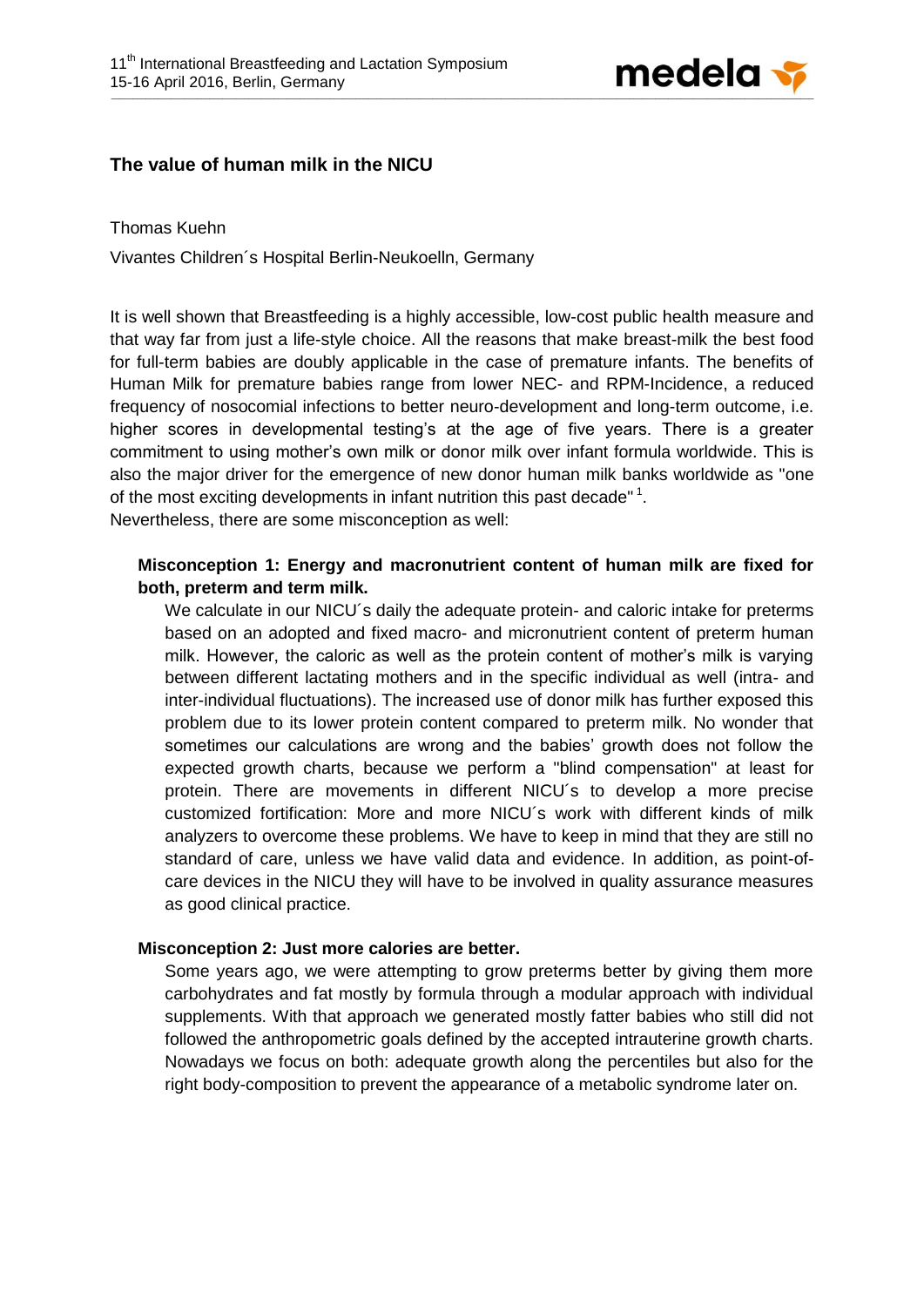# The value of human milk in the NICU

Thomas Kuehn

Vivantes Children´s Hospital Berlin-Neukoelln, Germany

It is well shown that Breastfeeding is a highly accessible, low-cost public health measure and that way far from just a life-style choice. All the reasons that make breast-milk the best food for full-term babies are doubly applicable in the case of premature infants. The benefits of Human Milk for premature babies range from lower NEC- and RPM-Incidence, a reduced frequency of nosocomial infections to better neuro-development and long-term outcome, i.e. higher scores in developmental testing's at the age of five years. There is a greater commitment to using mother's own milk or donor milk over infant formula worldwide. This is also the major driver for the emergence of new donor human milk banks worldwide as "one of the most exciting developments in infant nutrition this past decade" [1].

Nevertheless, there are some misconception as well:

**Misconception 1: Energy and macronutrient content of human milk are fixed for both, preterm and term milk.**

We calculate in our NICU´s daily the adequate protein- and caloric intake for preterms based on an adopted and fixed macro- and micronutrient content of preterm human milk. However, the caloric as well as the protein content of mother's milk is varying between different lactating mothers and in the specific individual as well (intra- and inter-individual fluctuations). The increased use of donor milk has further exposed this problem due to its lower protein content compared to preterm milk. No wonder that sometimes our calculations are wrong and the babies' growth does not follow the expected growth charts, because we perform a "blind compensation" at least for protein. There are movements in different NICU´s to develop a more precise customized fortification: More and more NICU´s work with different kinds of milk analyzers to overcome these problems. We have to keep in mind that they are still no standard of care, unless we have valid data and evidence. In addition, as point-of-care devices in the NICU they will have to be involved in quality assurance measures as good clinical practice.

**Misconception 2: Just more calories are better.**

Some years ago, we were attempting to grow preterms better by giving them more carbohydrates and fat mostly by formula through a modular approach with individual supplements. With that approach we generated mostly fatter babies who still did not followed the anthropometric goals defined by the accepted intrauterine growth charts. Nowadays we focus on both: adequate growth along the percentiles but also for the right body-composition to prevent the appearance of a metabolic syndrome later on.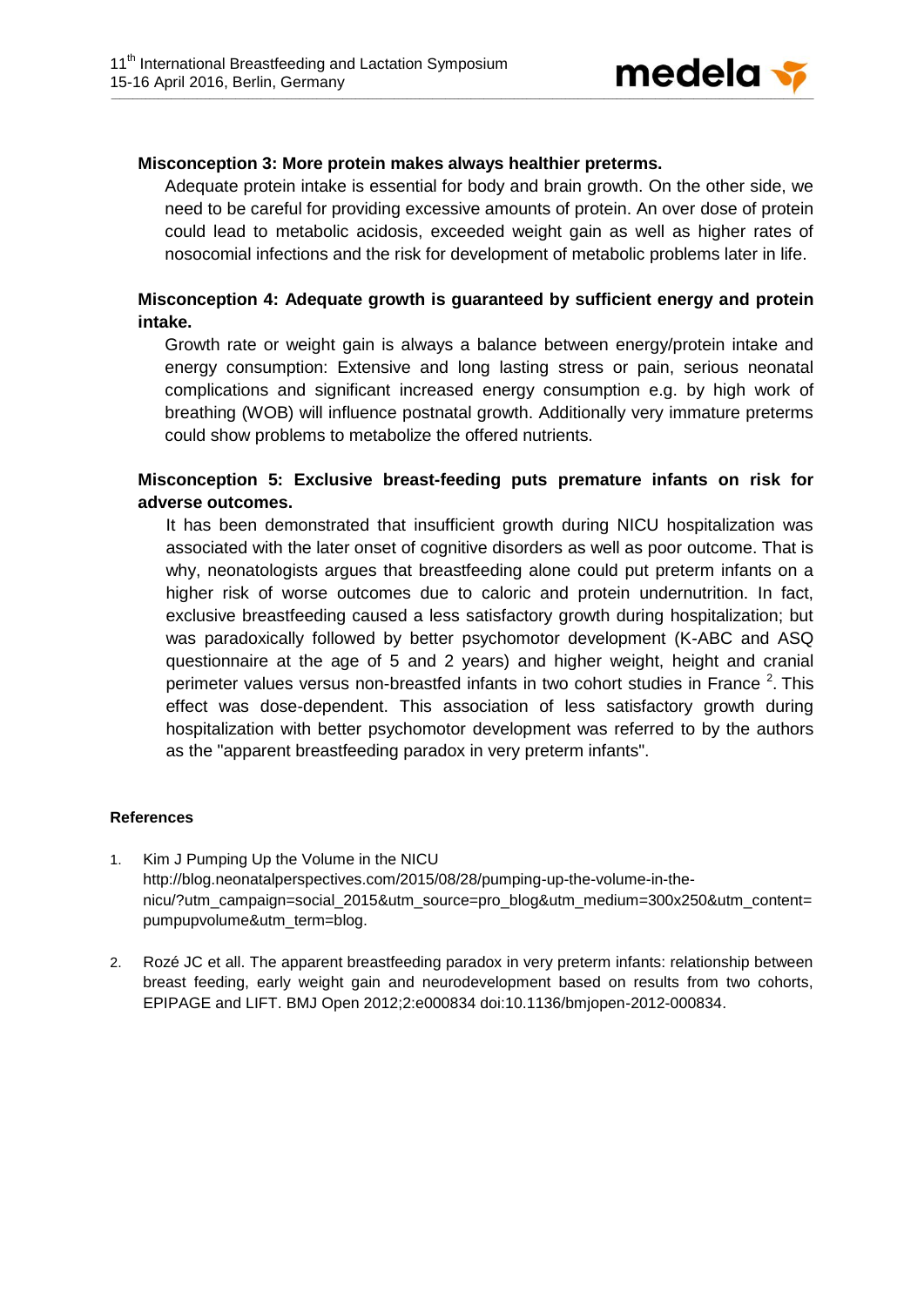**Misconception 3: More protein makes always healthier preterms.**

Adequate protein intake is essential for body and brain growth. On the other side, we need to be careful for providing excessive amounts of protein. An over dose of protein could lead to metabolic acidosis, exceeded weight gain as well as higher rates of nosocomial infections and the risk for development of metabolic problems later in life.

**Misconception 4: Adequate growth is guaranteed by sufficient energy and protein intake.**

Growth rate or weight gain is always a balance between energy/protein intake and energy consumption: Extensive and long lasting stress or pain, serious neonatal complications and significant increased energy consumption e.g. by high work of breathing (WOB) will influence postnatal growth. Additionally very immature preterms could show problems to metabolize the offered nutrients.

**Misconception 5: Exclusive breast-feeding puts premature infants on risk for adverse outcomes.**

It has been demonstrated that insufficient growth during NICU hospitalization was associated with the later onset of cognitive disorders as well as poor outcome. That is why, neonatologists argues that breastfeeding alone could put preterm infants on a higher risk of worse outcomes due to caloric and protein undernutrition. In fact, exclusive breastfeeding caused a less satisfactory growth during hospitalization; but was paradoxically followed by better psychomotor development (K-ABC and ASQ questionnaire at the age of 5 and 2 years) and higher weight, height and cranial perimeter values versus non-breastfed infants in two cohort studies in France [2]. This effect was dose-dependent. This association of less satisfactory growth during hospitalization with better psychomotor development was referred to by the authors as the "apparent breastfeeding paradox in very preterm infants".

**References**

1. Kim J Pumping Up the Volume in the NICU http://blog.neonatalperspectives.com/2015/08/28/pumping-up-the-volume-in-the-nicu/?utm_campaign=social_2015&utm_source=pro_blog&utm_medium=300x250&utm_content=pumpupvolume&utm_term=blog.

2. Rozé JC et all. The apparent breastfeeding paradox in very preterm infants: relationship between breast feeding, early weight gain and neurodevelopment based on results from two cohorts, EPIPAGE and LIFT. BMJ Open 2012;2:e000834 doi:10.1136/bmjopen-2012-000834.